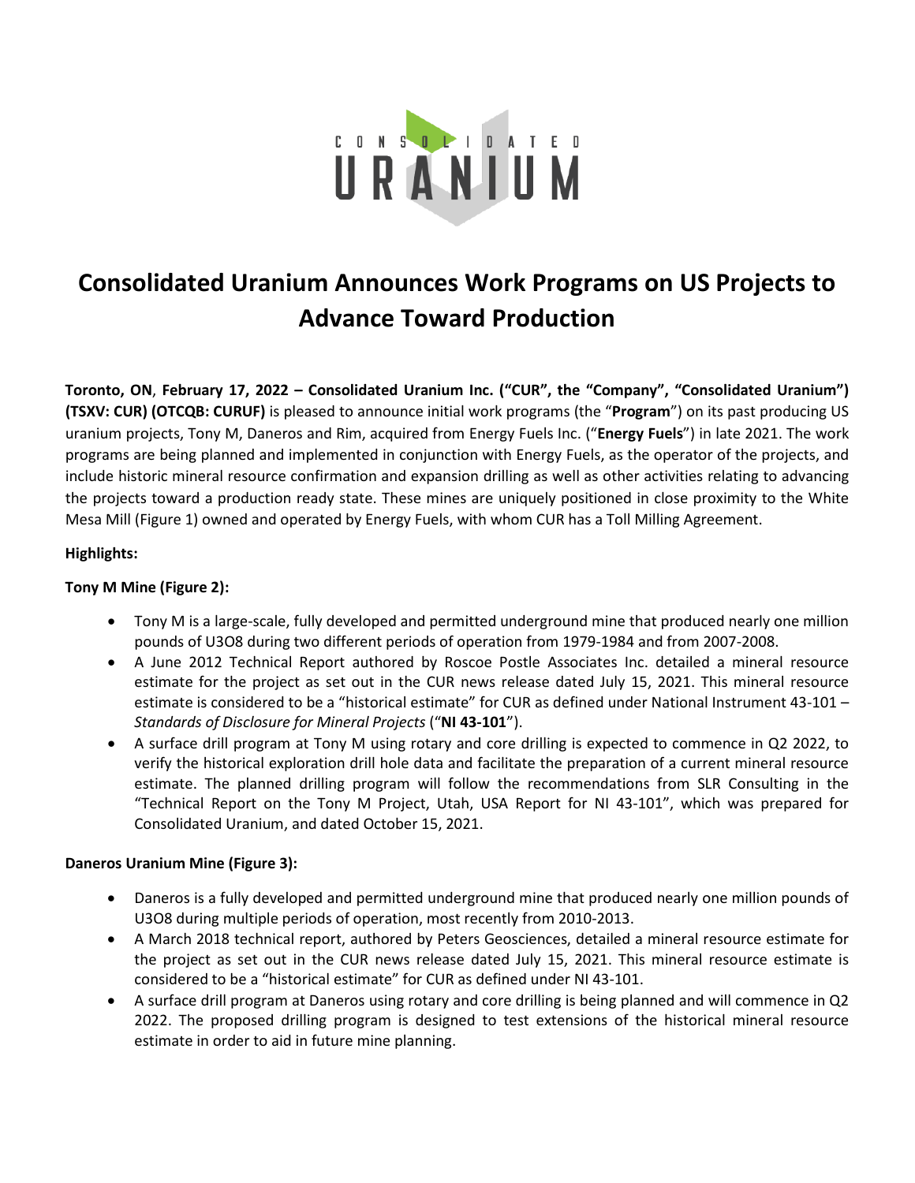# Consolidated Uranium Announces Work Programs on US Projects to Advance Toward Production

**Toronto, ON**, **February 17, 2022 – Consolidated Uranium Inc. ("CUR", the "Company", "Consolidated Uranium") (TSXV: CUR) (OTCQB: CURUF)** is pleased to announce initial work programs (the "**Program**") on its past producing US uranium projects, Tony M, Daneros and Rim, acquired from Energy Fuels Inc. ("**Energy Fuels**") in late 2021. The work programs are being planned and implemented in conjunction with Energy Fuels, as the operator of the projects, and include historic mineral resource confirmation and expansion drilling as well as other activities relating to advancing the projects toward a production ready state. These mines are uniquely positioned in close proximity to the White Mesa Mill (Figure 1) owned and operated by Energy Fuels, with whom CUR has a Toll Milling Agreement.

**Highlights:**

**Tony M Mine (Figure 2):**

- Tony M is a large-scale, fully developed and permitted underground mine that produced nearly one million pounds of U3O8 during two different periods of operation from 1979-1984 and from 2007-2008.
- A June 2012 Technical Report authored by Roscoe Postle Associates Inc. detailed a mineral resource estimate for the project as set out in the CUR news release dated July 15, 2021. This mineral resource estimate is considered to be a "historical estimate" for CUR as defined under National Instrument 43-101 – *Standards of Disclosure for Mineral Projects* ("**NI 43-101**").
- A surface drill program at Tony M using rotary and core drilling is expected to commence in Q2 2022, to verify the historical exploration drill hole data and facilitate the preparation of a current mineral resource estimate. The planned drilling program will follow the recommendations from SLR Consulting in the "Technical Report on the Tony M Project, Utah, USA Report for NI 43-101", which was prepared for Consolidated Uranium, and dated October 15, 2021.

**Daneros Uranium Mine (Figure 3):**

- Daneros is a fully developed and permitted underground mine that produced nearly one million pounds of U3O8 during multiple periods of operation, most recently from 2010-2013.
- A March 2018 technical report, authored by Peters Geosciences, detailed a mineral resource estimate for the project as set out in the CUR news release dated July 15, 2021. This mineral resource estimate is considered to be a "historical estimate" for CUR as defined under NI 43-101.
- A surface drill program at Daneros using rotary and core drilling is being planned and will commence in Q2 2022. The proposed drilling program is designed to test extensions of the historical mineral resource estimate in order to aid in future mine planning.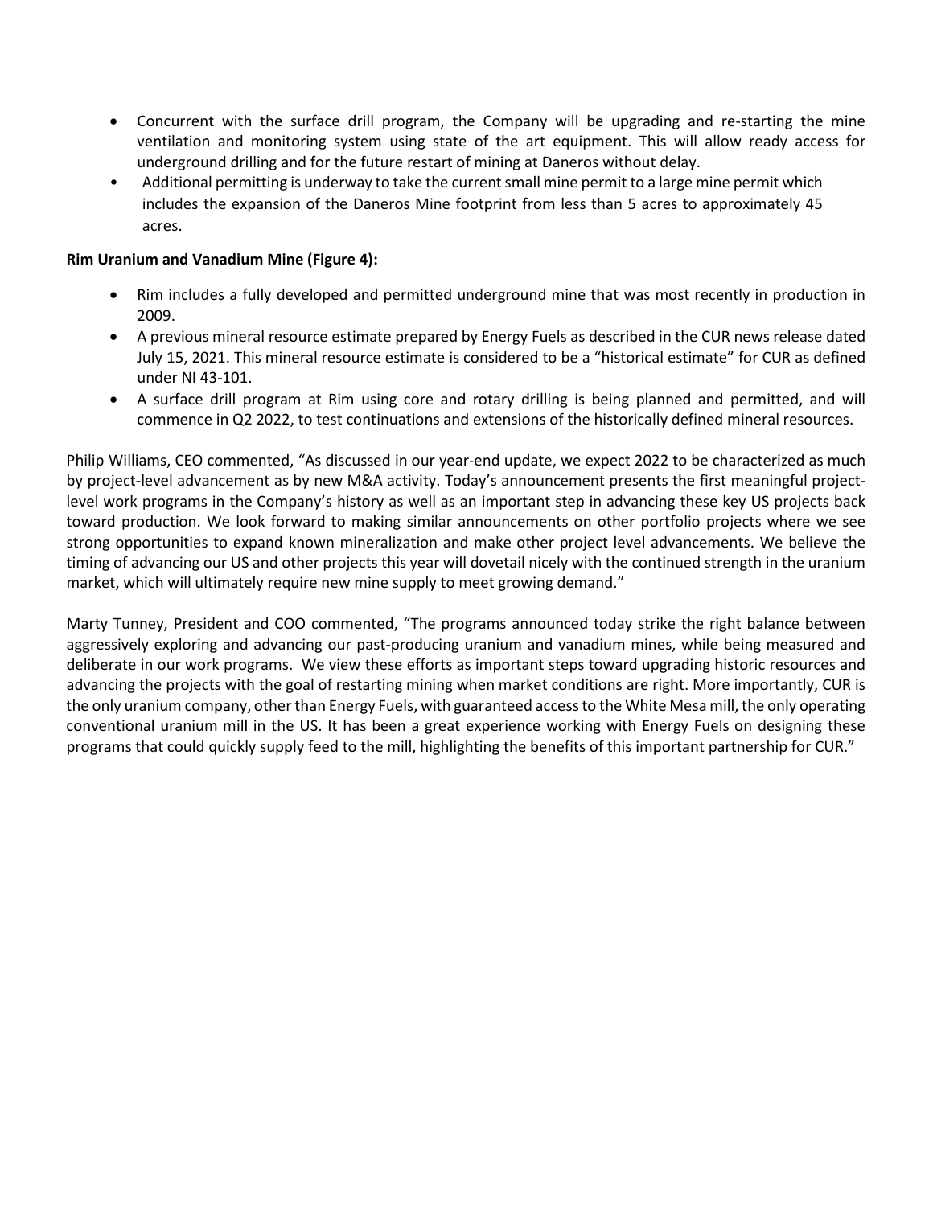- Concurrent with the surface drill program, the Company will be upgrading and re-starting the mine ventilation and monitoring system using state of the art equipment. This will allow ready access for underground drilling and for the future restart of mining at Daneros without delay.
- Additional permitting is underway to take the current small mine permit to a large mine permit which includes the expansion of the Daneros Mine footprint from less than 5 acres to approximately 45 acres.

**Rim Uranium and Vanadium Mine (Figure 4):**

- Rim includes a fully developed and permitted underground mine that was most recently in production in 2009.
- A previous mineral resource estimate prepared by Energy Fuels as described in the CUR news release dated July 15, 2021. This mineral resource estimate is considered to be a "historical estimate" for CUR as defined under NI 43-101.
- A surface drill program at Rim using core and rotary drilling is being planned and permitted, and will commence in Q2 2022, to test continuations and extensions of the historically defined mineral resources.

Philip Williams, CEO commented, "As discussed in our year-end update, we expect 2022 to be characterized as much by project-level advancement as by new M&A activity. Today's announcement presents the first meaningful project-level work programs in the Company's history as well as an important step in advancing these key US projects back toward production. We look forward to making similar announcements on other portfolio projects where we see strong opportunities to expand known mineralization and make other project level advancements. We believe the timing of advancing our US and other projects this year will dovetail nicely with the continued strength in the uranium market, which will ultimately require new mine supply to meet growing demand."

Marty Tunney, President and COO commented, "The programs announced today strike the right balance between aggressively exploring and advancing our past-producing uranium and vanadium mines, while being measured and deliberate in our work programs. We view these efforts as important steps toward upgrading historic resources and advancing the projects with the goal of restarting mining when market conditions are right. More importantly, CUR is the only uranium company, other than Energy Fuels, with guaranteed access to the White Mesa mill, the only operating conventional uranium mill in the US. It has been a great experience working with Energy Fuels on designing these programs that could quickly supply feed to the mill, highlighting the benefits of this important partnership for CUR."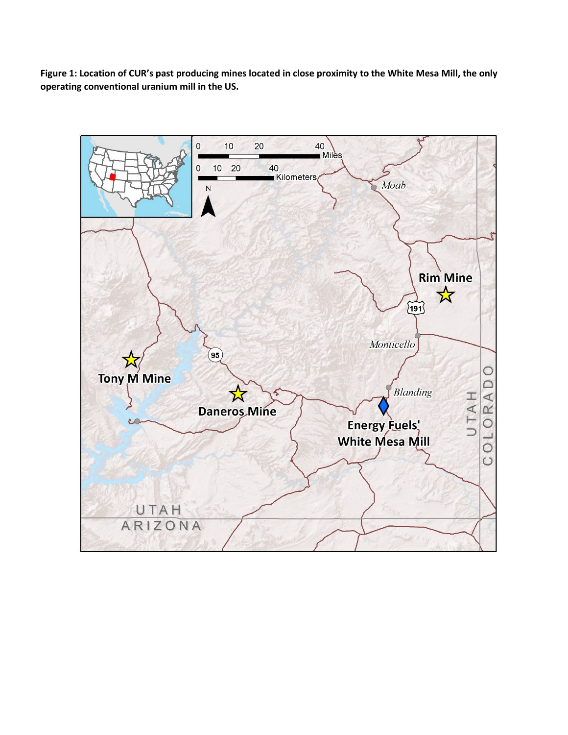**Figure 1: Location of CUR's past producing mines located in close proximity to the White Mesa Mill, the only operating conventional uranium mill in the US.**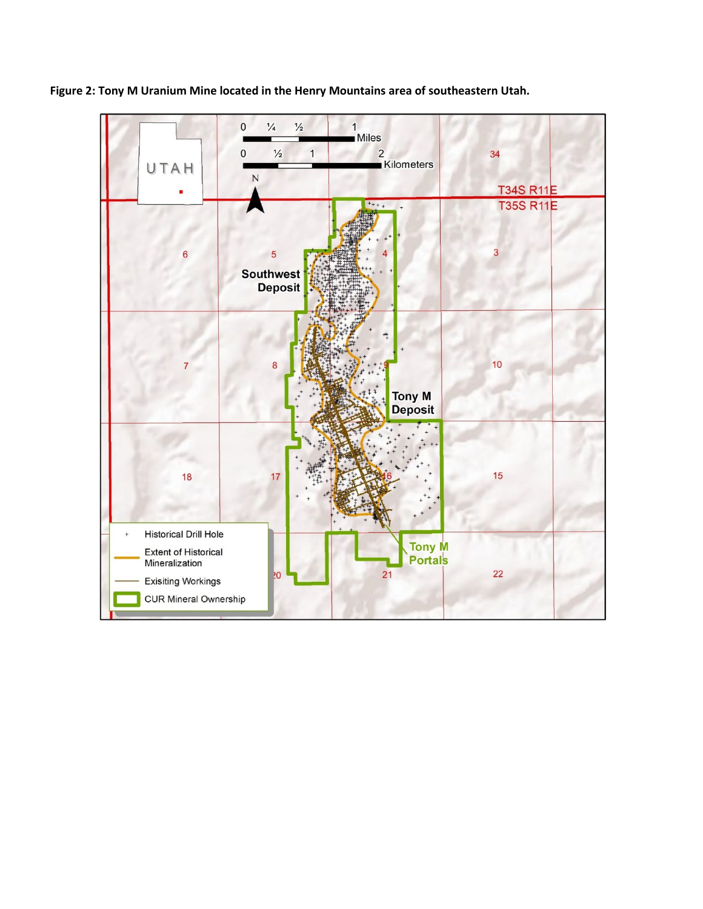**Figure 2: Tony M Uranium Mine located in the Henry Mountains area of southeastern Utah.**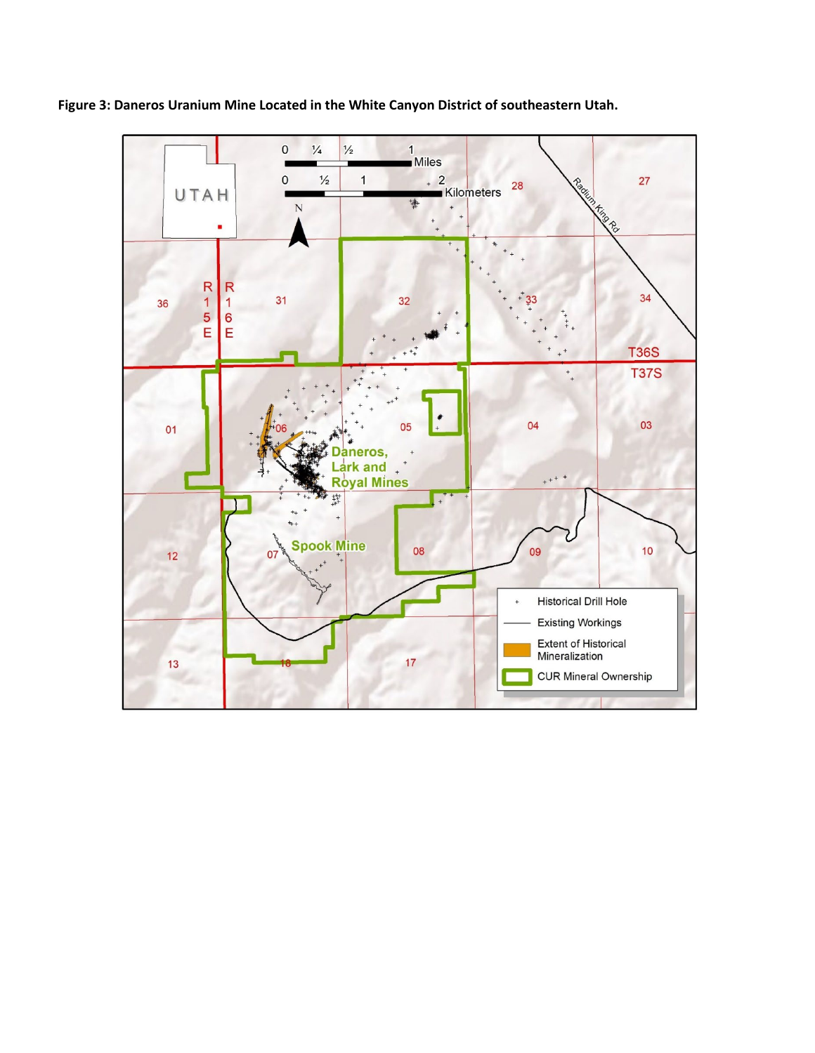**Figure 3: Daneros Uranium Mine Located in the White Canyon District of southeastern Utah.**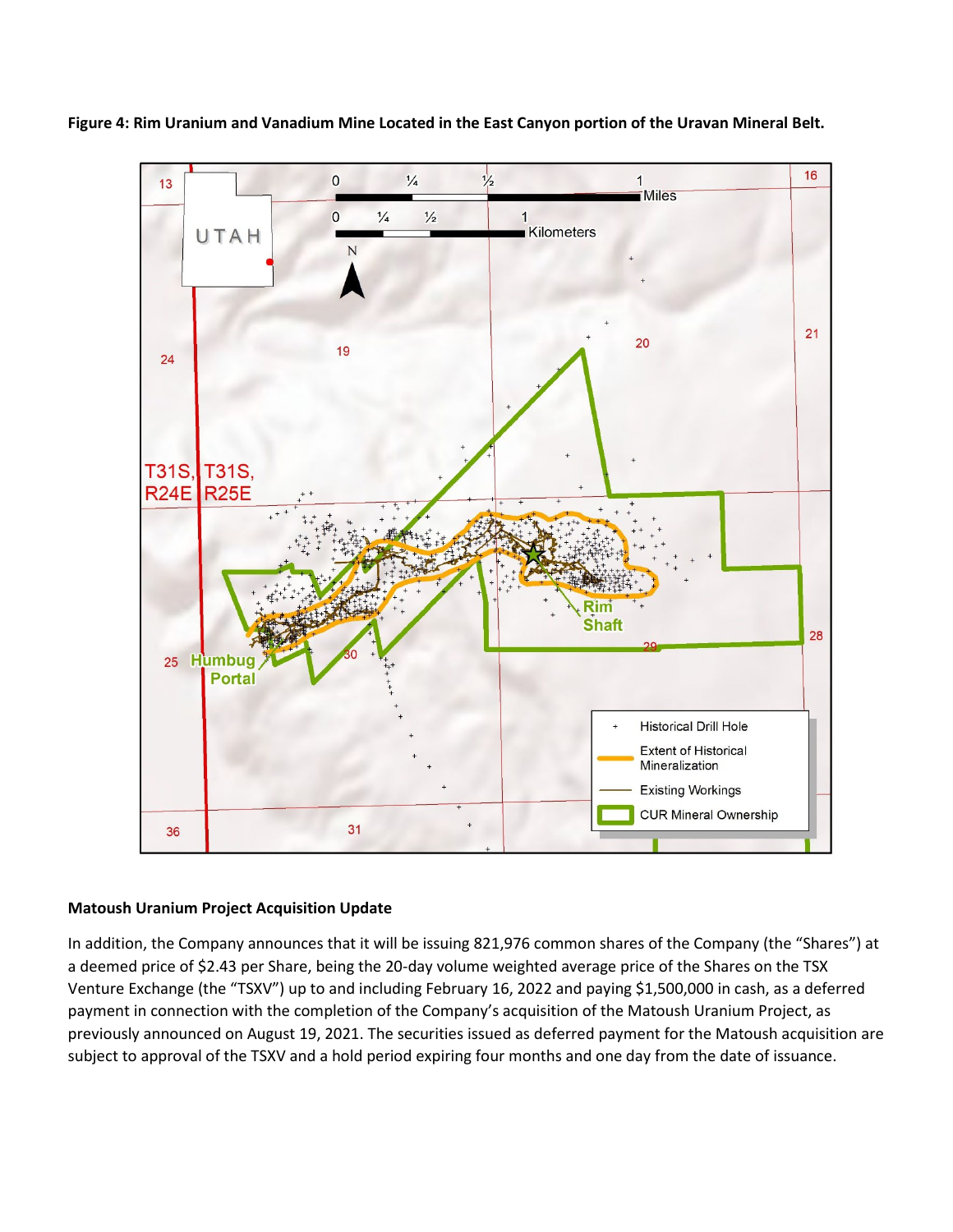**Figure 4: Rim Uranium and Vanadium Mine Located in the East Canyon portion of the Uravan Mineral Belt.**

**Matoush Uranium Project Acquisition Update**

In addition, the Company announces that it will be issuing 821,976 common shares of the Company (the "Shares") at a deemed price of $2.43 per Share, being the 20-day volume weighted average price of the Shares on the TSX Venture Exchange (the "TSXV") up to and including February 16, 2022 and paying $1,500,000 in cash, as a deferred payment in connection with the completion of the Company's acquisition of the Matoush Uranium Project, as previously announced on August 19, 2021. The securities issued as deferred payment for the Matoush acquisition are subject to approval of the TSXV and a hold period expiring four months and one day from the date of issuance.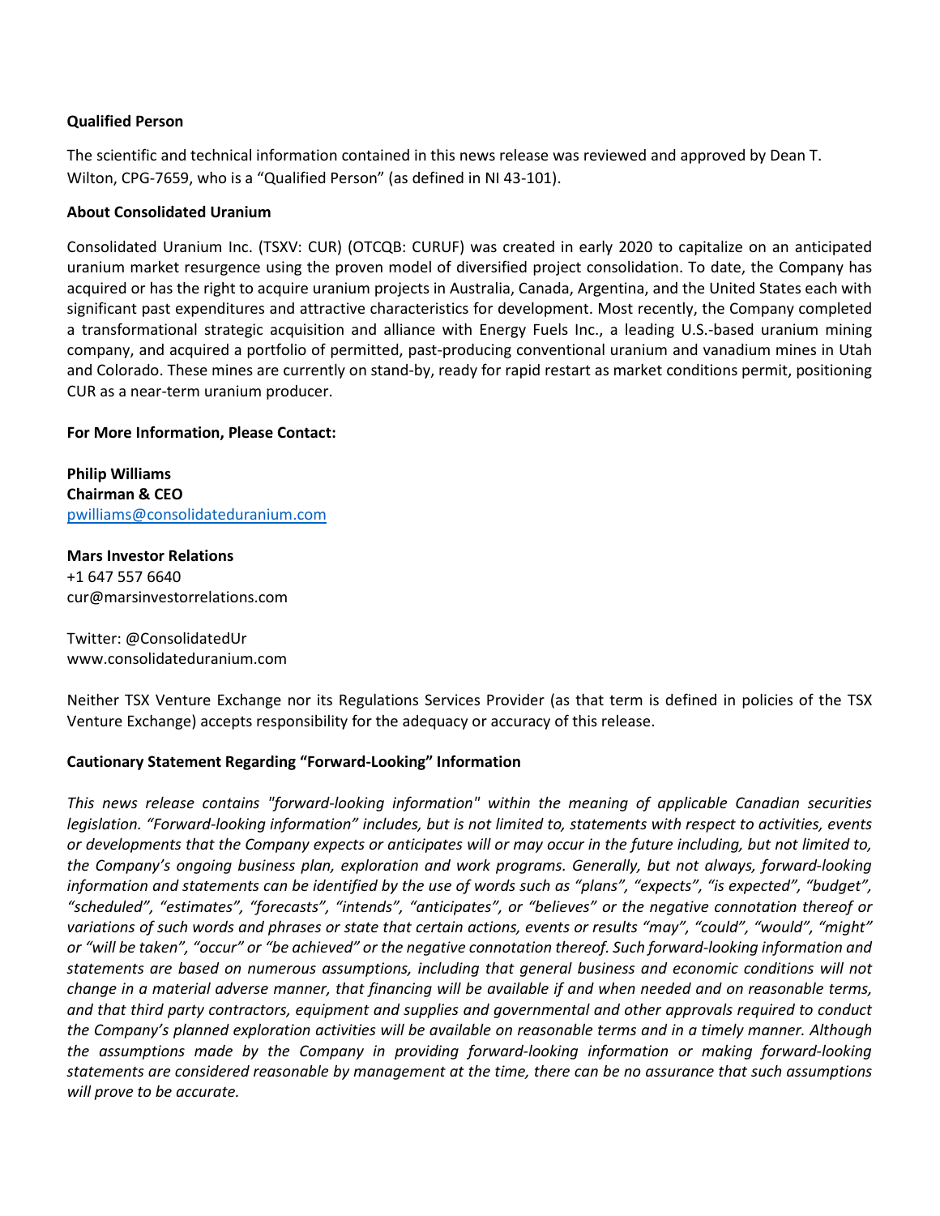**Qualified Person**

The scientific and technical information contained in this news release was reviewed and approved by Dean T. Wilton, CPG-7659, who is a "Qualified Person" (as defined in NI 43-101).

**About Consolidated Uranium**

Consolidated Uranium Inc. (TSXV: CUR) (OTCQB: CURUF) was created in early 2020 to capitalize on an anticipated uranium market resurgence using the proven model of diversified project consolidation. To date, the Company has acquired or has the right to acquire uranium projects in Australia, Canada, Argentina, and the United States each with significant past expenditures and attractive characteristics for development. Most recently, the Company completed a transformational strategic acquisition and alliance with Energy Fuels Inc., a leading U.S.-based uranium mining company, and acquired a portfolio of permitted, past-producing conventional uranium and vanadium mines in Utah and Colorado. These mines are currently on stand-by, ready for rapid restart as market conditions permit, positioning CUR as a near-term uranium producer.

**For More Information, Please Contact:**

**Philip Williams**
**Chairman & CEO**
pwilliams@consolidateduranium.com

**Mars Investor Relations**
+1 647 557 6640
cur@marsinvestorrelations.com

Twitter: @ConsolidatedUr
www.consolidateduranium.com

Neither TSX Venture Exchange nor its Regulations Services Provider (as that term is defined in policies of the TSX Venture Exchange) accepts responsibility for the adequacy or accuracy of this release.

**Cautionary Statement Regarding "Forward-Looking" Information**

*This news release contains "forward-looking information" within the meaning of applicable Canadian securities legislation. "Forward-looking information" includes, but is not limited to, statements with respect to activities, events or developments that the Company expects or anticipates will or may occur in the future including, but not limited to, the Company's ongoing business plan, exploration and work programs. Generally, but not always, forward-looking information and statements can be identified by the use of words such as "plans", "expects", "is expected", "budget", "scheduled", "estimates", "forecasts", "intends", "anticipates", or "believes" or the negative connotation thereof or variations of such words and phrases or state that certain actions, events or results "may", "could", "would", "might" or "will be taken", "occur" or "be achieved" or the negative connotation thereof. Such forward-looking information and statements are based on numerous assumptions, including that general business and economic conditions will not change in a material adverse manner, that financing will be available if and when needed and on reasonable terms, and that third party contractors, equipment and supplies and governmental and other approvals required to conduct the Company's planned exploration activities will be available on reasonable terms and in a timely manner. Although the assumptions made by the Company in providing forward-looking information or making forward-looking statements are considered reasonable by management at the time, there can be no assurance that such assumptions will prove to be accurate.*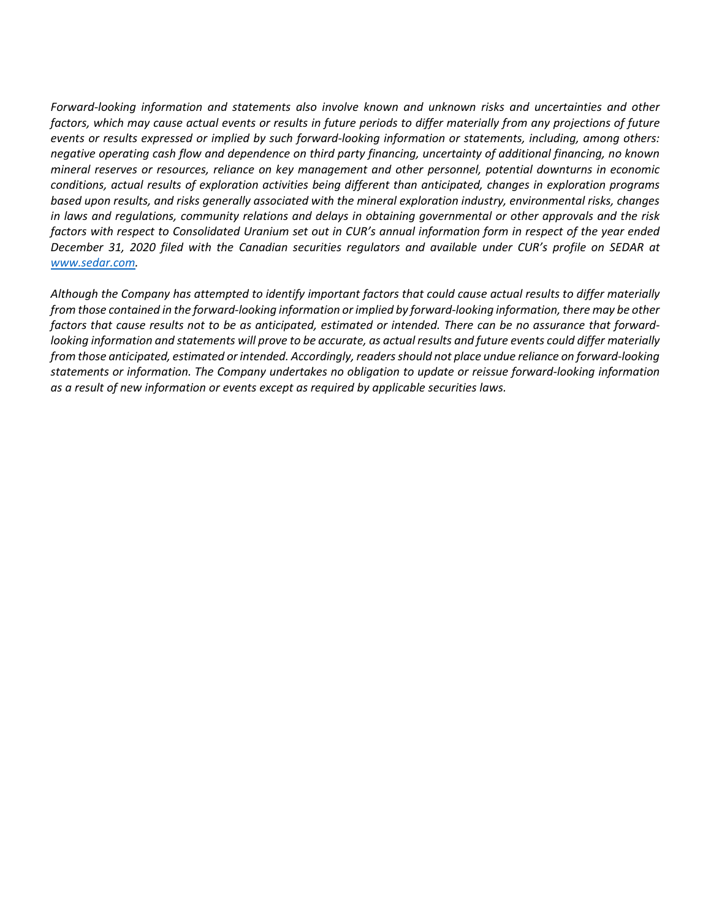*Forward-looking information and statements also involve known and unknown risks and uncertainties and other factors, which may cause actual events or results in future periods to differ materially from any projections of future events or results expressed or implied by such forward-looking information or statements, including, among others: negative operating cash flow and dependence on third party financing, uncertainty of additional financing, no known mineral reserves or resources, reliance on key management and other personnel, potential downturns in economic conditions, actual results of exploration activities being different than anticipated, changes in exploration programs based upon results, and risks generally associated with the mineral exploration industry, environmental risks, changes in laws and regulations, community relations and delays in obtaining governmental or other approvals and the risk factors with respect to Consolidated Uranium set out in CUR's annual information form in respect of the year ended December 31, 2020 filed with the Canadian securities regulators and available under CUR's profile on SEDAR at [www.sedar.com](http://www.sedar.com).*

*Although the Company has attempted to identify important factors that could cause actual results to differ materially from those contained in the forward-looking information or implied by forward-looking information, there may be other factors that cause results not to be as anticipated, estimated or intended. There can be no assurance that forward-looking information and statements will prove to be accurate, as actual results and future events could differ materially from those anticipated, estimated or intended. Accordingly, readers should not place undue reliance on forward-looking statements or information. The Company undertakes no obligation to update or reissue forward-looking information as a result of new information or events except as required by applicable securities laws.*